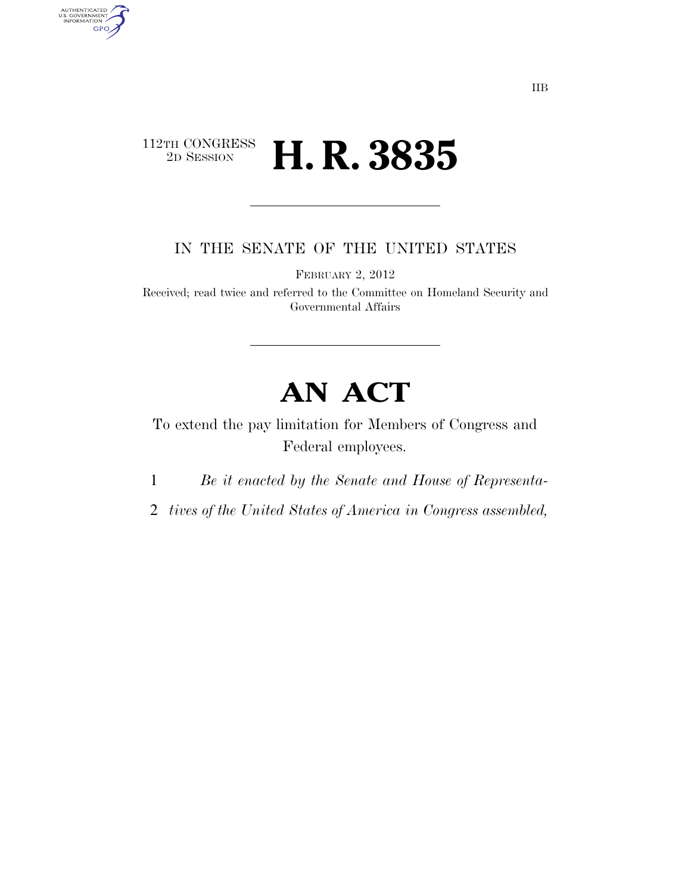IIB

112TH CONGRESS
2D SESSION

# H. R. 3835

IN THE SENATE OF THE UNITED STATES

FEBRUARY 2, 2012

Received; read twice and referred to the Committee on Homeland Security and Governmental Affairs

# AN ACT

To extend the pay limitation for Members of Congress and Federal employees.

1 *Be it enacted by the Senate and House of Representa-*
2 *tives of the United States of America in Congress assembled,*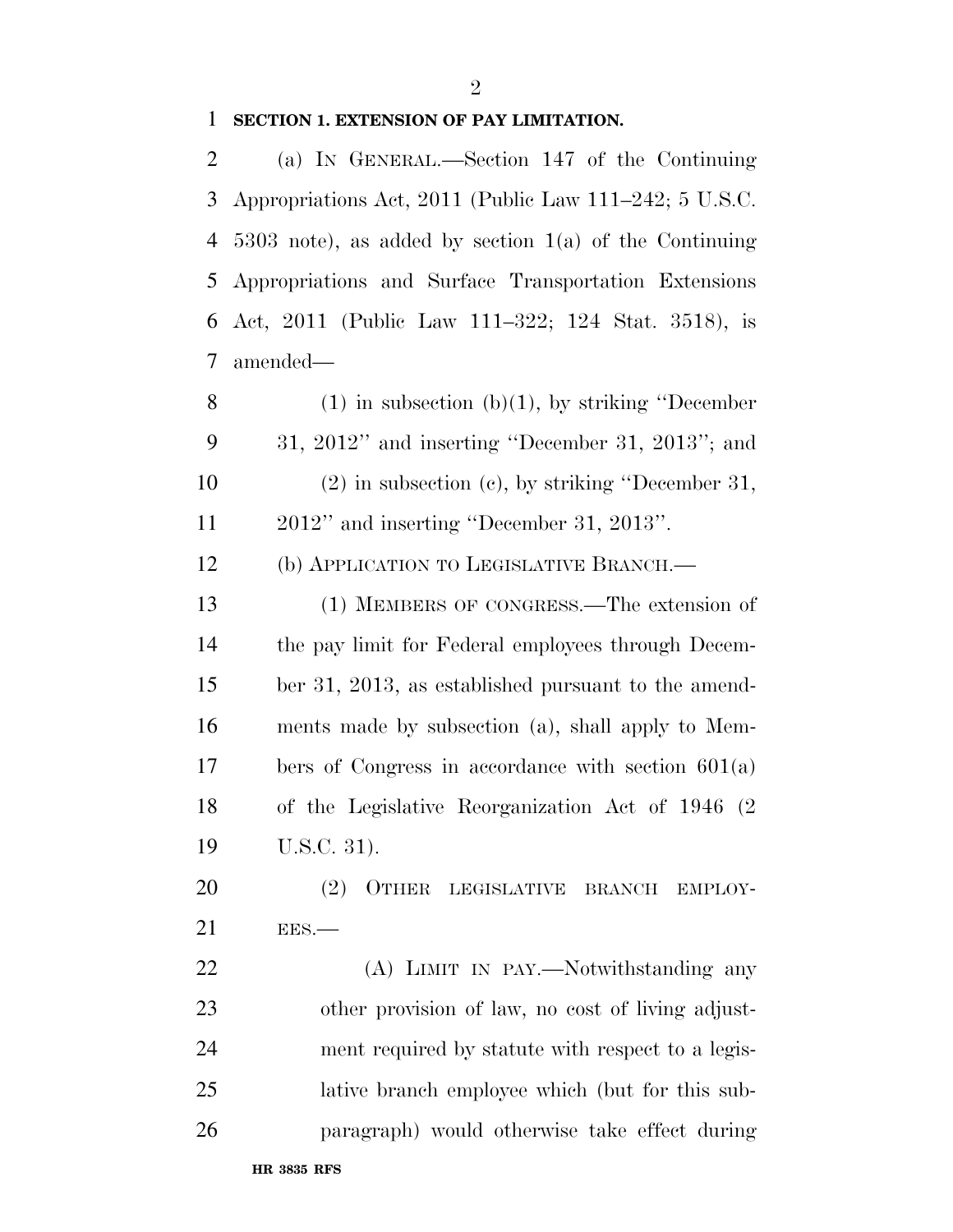**SECTION 1. EXTENSION OF PAY LIMITATION.**

(a) IN GENERAL.—Section 147 of the Continuing Appropriations Act, 2011 (Public Law 111–242; 5 U.S.C. 5303 note), as added by section 1(a) of the Continuing Appropriations and Surface Transportation Extensions Act, 2011 (Public Law 111–322; 124 Stat. 3518), is amended—

(1) in subsection (b)(1), by striking ''December 31, 2012'' and inserting ''December 31, 2013''; and

(2) in subsection (c), by striking ''December 31, 2012'' and inserting ''December 31, 2013''.

(b) APPLICATION TO LEGISLATIVE BRANCH.—

(1) MEMBERS OF CONGRESS.—The extension of the pay limit for Federal employees through December 31, 2013, as established pursuant to the amendments made by subsection (a), shall apply to Members of Congress in accordance with section 601(a) of the Legislative Reorganization Act of 1946 (2 U.S.C. 31).

(2) OTHER LEGISLATIVE BRANCH EMPLOYEES.—

(A) LIMIT IN PAY.—Notwithstanding any other provision of law, no cost of living adjustment required by statute with respect to a legislative branch employee which (but for this subparagraph) would otherwise take effect during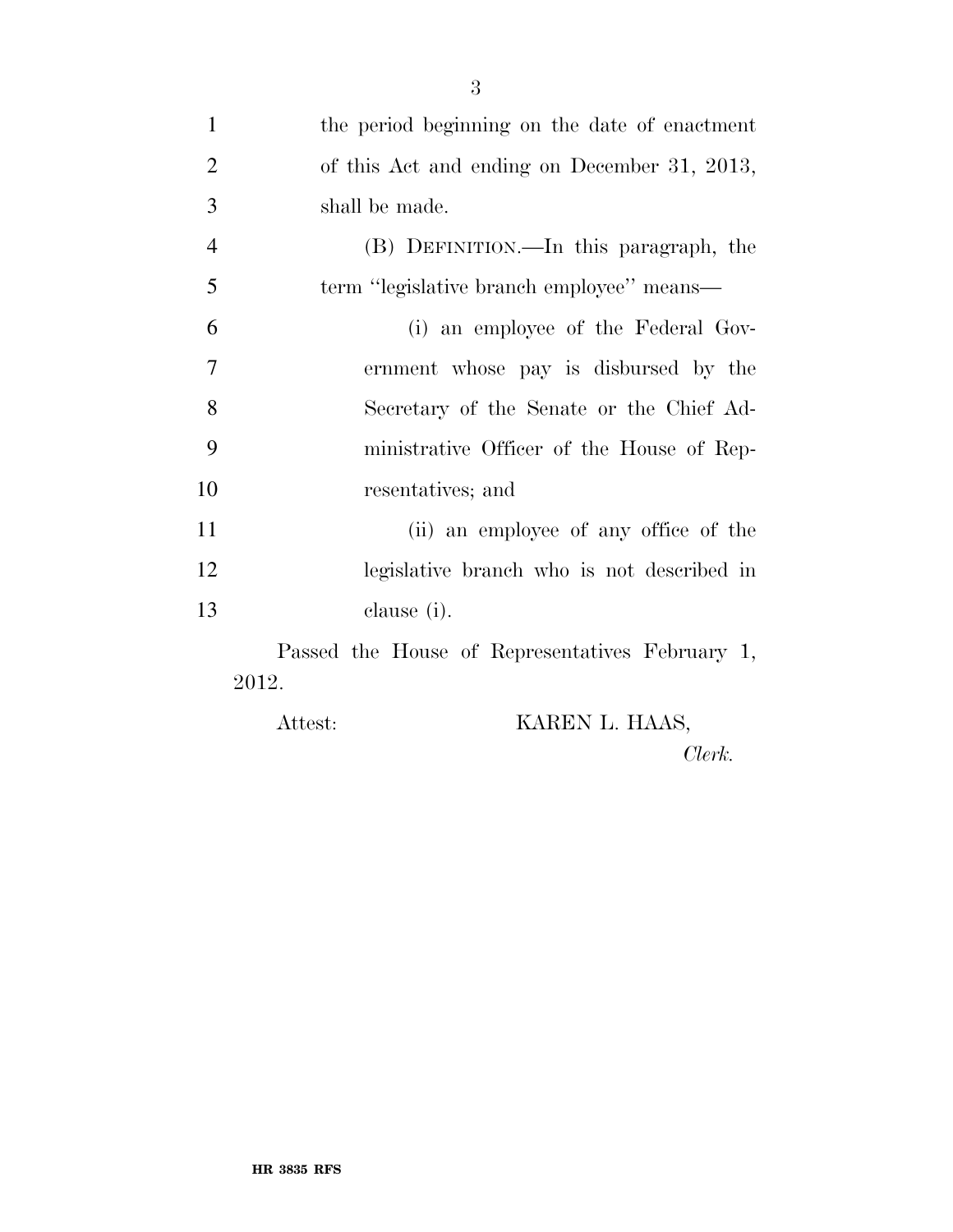the period beginning on the date of enactment of this Act and ending on December 31, 2013, shall be made.

(B) DEFINITION.—In this paragraph, the term ''legislative branch employee'' means—

(i) an employee of the Federal Government whose pay is disbursed by the Secretary of the Senate or the Chief Administrative Officer of the House of Representatives; and

(ii) an employee of any office of the legislative branch who is not described in clause (i).

Passed the House of Representatives February 1, 2012.

Attest: KAREN L. HAAS,

*Clerk.*